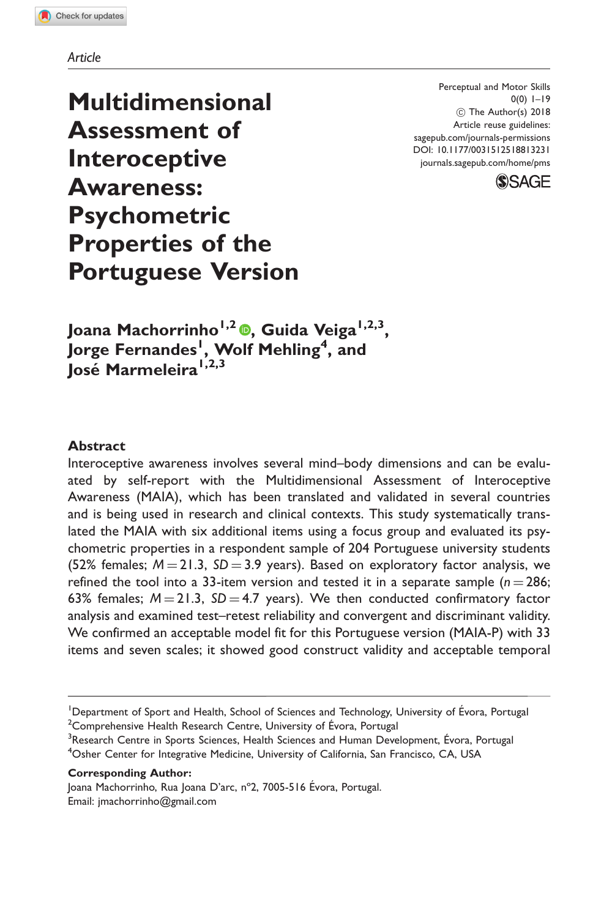Article

# Multidimensional Assessment of Interoceptive Awareness: Psychometric Properties of the Portuguese Version

Perceptual and Motor Skills
0(0) 1–19
© The Author(s) 2018
Article reuse guidelines:
sagepub.com/journals-permissions
DOI: 10.1177/0031512518813231
journals.sagepub.com/home/pms

**Joana Machorrinho[1,2], Guida Veiga[1,2,3], Jorge Fernandes[1], Wolf Mehling[4], and José Marmeleira[1,2,3]**

## Abstract

Interoceptive awareness involves several mind–body dimensions and can be evaluated by self-report with the Multidimensional Assessment of Interoceptive Awareness (MAIA), which has been translated and validated in several countries and is being used in research and clinical contexts. This study systematically translated the MAIA with six additional items using a focus group and evaluated its psychometric properties in a respondent sample of 204 Portuguese university students (52% females; $M = 21.3$, $SD = 3.9$ years). Based on exploratory factor analysis, we refined the tool into a 33-item version and tested it in a separate sample ($n = 286$; 63% females; $M = 21.3$, $SD = 4.7$ years). We then conducted confirmatory factor analysis and examined test–retest reliability and convergent and discriminant validity. We confirmed an acceptable model fit for this Portuguese version (MAIA-P) with 33 items and seven scales; it showed good construct validity and acceptable temporal

---

[1]Department of Sport and Health, School of Sciences and Technology, University of Évora, Portugal
[2]Comprehensive Health Research Centre, University of Évora, Portugal
[3]Research Centre in Sports Sciences, Health Sciences and Human Development, Évora, Portugal
[4]Osher Center for Integrative Medicine, University of California, San Francisco, CA, USA

**Corresponding Author:**
Joana Machorrinho, Rua Joana D'arc, nº2, 7005-516 Évora, Portugal.
Email: jmachorrinho@gmail.com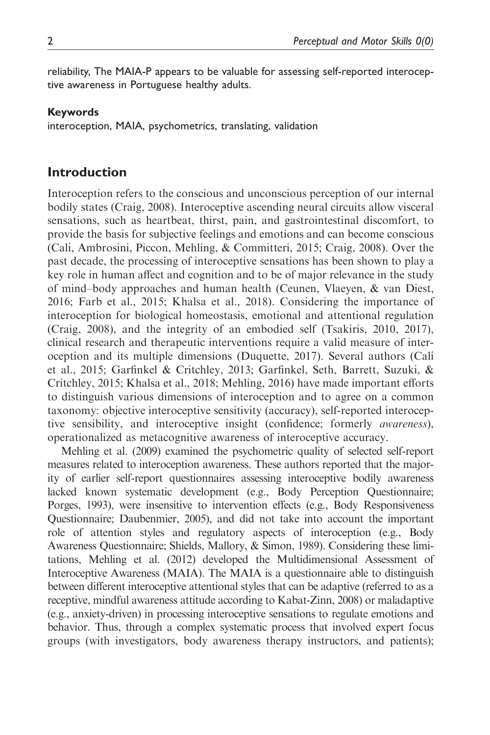reliability, The MAIA-P appears to be valuable for assessing self-reported interoceptive awareness in Portuguese healthy adults.

**Keywords**

interoception, MAIA, psychometrics, translating, validation

## Introduction

Interoception refers to the conscious and unconscious perception of our internal bodily states (Craig, 2008). Interoceptive ascending neural circuits allow visceral sensations, such as heartbeat, thirst, pain, and gastrointestinal discomfort, to provide the basis for subjective feelings and emotions and can become conscious (Calí, Ambrosini, Piccon, Mehling, & Committeri, 2015; Craig, 2008). Over the past decade, the processing of interoceptive sensations has been shown to play a key role in human affect and cognition and to be of major relevance in the study of mind–body approaches and human health (Ceunen, Vlaeyen, & van Diest, 2016; Farb et al., 2015; Khalsa et al., 2018). Considering the importance of interoception for biological homeostasis, emotional and attentional regulation (Craig, 2008), and the integrity of an embodied self (Tsakiris, 2010, 2017), clinical research and therapeutic interventions require a valid measure of interoception and its multiple dimensions (Duquette, 2017). Several authors (Calí et al., 2015; Garfinkel & Critchley, 2013; Garfinkel, Seth, Barrett, Suzuki, & Critchley, 2015; Khalsa et al., 2018; Mehling, 2016) have made important efforts to distinguish various dimensions of interoception and to agree on a common taxonomy: objective interoceptive sensitivity (accuracy), self-reported interoceptive sensibility, and interoceptive insight (confidence; formerly *awareness*), operationalized as metacognitive awareness of interoceptive accuracy.

Mehling et al. (2009) examined the psychometric quality of selected self-report measures related to interoception awareness. These authors reported that the majority of earlier self-report questionnaires assessing interoceptive bodily awareness lacked known systematic development (e.g., Body Perception Questionnaire; Porges, 1993), were insensitive to intervention effects (e.g., Body Responsiveness Questionnaire; Daubenmier, 2005), and did not take into account the important role of attention styles and regulatory aspects of interoception (e.g., Body Awareness Questionnaire; Shields, Mallory, & Simon, 1989). Considering these limitations, Mehling et al. (2012) developed the Multidimensional Assessment of Interoceptive Awareness (MAIA). The MAIA is a questionnaire able to distinguish between different interoceptive attentional styles that can be adaptive (referred to as a receptive, mindful awareness attitude according to Kabat-Zinn, 2008) or maladaptive (e.g., anxiety-driven) in processing interoceptive sensations to regulate emotions and behavior. Thus, through a complex systematic process that involved expert focus groups (with investigators, body awareness therapy instructors, and patients);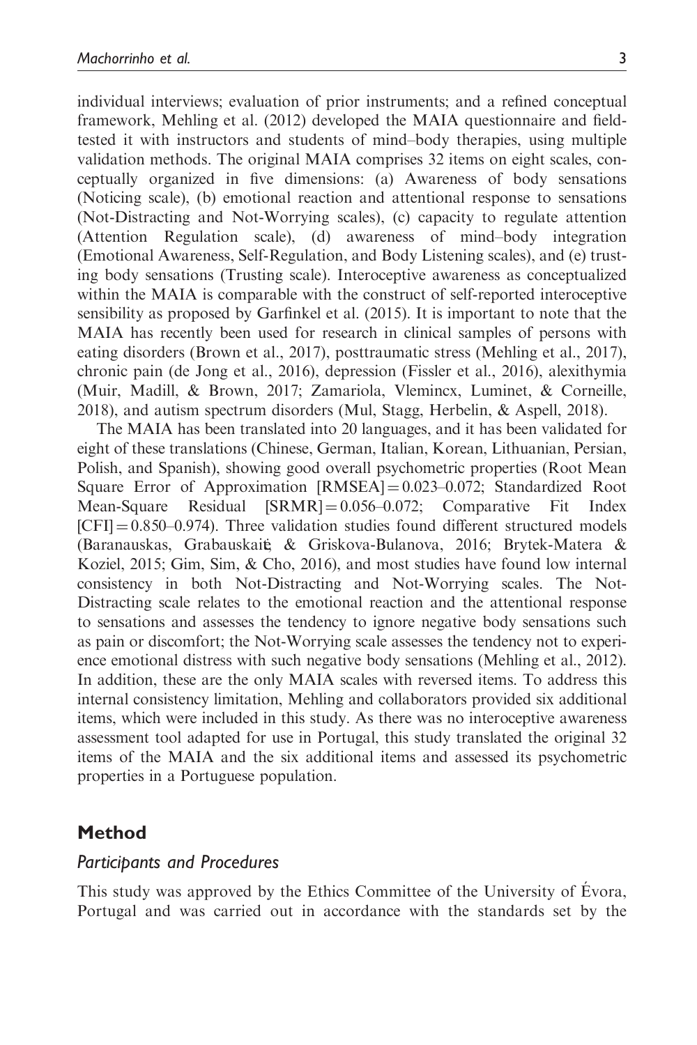individual interviews; evaluation of prior instruments; and a refined conceptual framework, Mehling et al. (2012) developed the MAIA questionnaire and field-tested it with instructors and students of mind–body therapies, using multiple validation methods. The original MAIA comprises 32 items on eight scales, conceptually organized in five dimensions: (a) Awareness of body sensations (Noticing scale), (b) emotional reaction and attentional response to sensations (Not-Distracting and Not-Worrying scales), (c) capacity to regulate attention (Attention Regulation scale), (d) awareness of mind–body integration (Emotional Awareness, Self-Regulation, and Body Listening scales), and (e) trusting body sensations (Trusting scale). Interoceptive awareness as conceptualized within the MAIA is comparable with the construct of self-reported interoceptive sensibility as proposed by Garfinkel et al. (2015). It is important to note that the MAIA has recently been used for research in clinical samples of persons with eating disorders (Brown et al., 2017), posttraumatic stress (Mehling et al., 2017), chronic pain (de Jong et al., 2016), depression (Fissler et al., 2016), alexithymia (Muir, Madill, & Brown, 2017; Zamariola, Vlemincx, Luminet, & Corneille, 2018), and autism spectrum disorders (Mul, Stagg, Herbelin, & Aspell, 2018).

The MAIA has been translated into 20 languages, and it has been validated for eight of these translations (Chinese, German, Italian, Korean, Lithuanian, Persian, Polish, and Spanish), showing good overall psychometric properties (Root Mean Square Error of Approximation [RMSEA] = 0.023–0.072; Standardized Root Mean-Square Residual [SRMR] = 0.056–0.072; Comparative Fit Index [CFI] = 0.850–0.974). Three validation studies found different structured models (Baranauskas, Grabauskaitė, & Griskova-Bulanova, 2016; Brytek-Matera & Koziel, 2015; Gim, Sim, & Cho, 2016), and most studies have found low internal consistency in both Not-Distracting and Not-Worrying scales. The Not-Distracting scale relates to the emotional reaction and the attentional response to sensations and assesses the tendency to ignore negative body sensations such as pain or discomfort; the Not-Worrying scale assesses the tendency not to experience emotional distress with such negative body sensations (Mehling et al., 2012). In addition, these are the only MAIA scales with reversed items. To address this internal consistency limitation, Mehling and collaborators provided six additional items, which were included in this study. As there was no interoceptive awareness assessment tool adapted for use in Portugal, this study translated the original 32 items of the MAIA and the six additional items and assessed its psychometric properties in a Portuguese population.

## Method

### *Participants and Procedures*

This study was approved by the Ethics Committee of the University of Évora, Portugal and was carried out in accordance with the standards set by the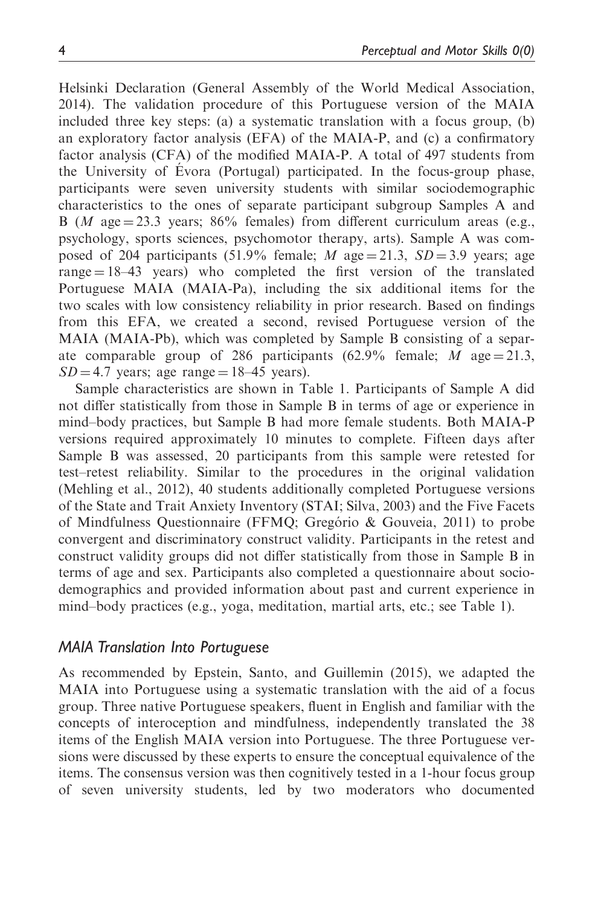Helsinki Declaration (General Assembly of the World Medical Association, 2014). The validation procedure of this Portuguese version of the MAIA included three key steps: (a) a systematic translation with a focus group, (b) an exploratory factor analysis (EFA) of the MAIA-P, and (c) a confirmatory factor analysis (CFA) of the modified MAIA-P. A total of 497 students from the University of Évora (Portugal) participated. In the focus-group phase, participants were seven university students with similar sociodemographic characteristics to the ones of separate participant subgroup Samples A and B (*M* age = 23.3 years; 86% females) from different curriculum areas (e.g., psychology, sports sciences, psychomotor therapy, arts). Sample A was composed of 204 participants (51.9% female; *M* age = 21.3, *SD* = 3.9 years; age range = 18–43 years) who completed the first version of the translated Portuguese MAIA (MAIA-Pa), including the six additional items for the two scales with low consistency reliability in prior research. Based on findings from this EFA, we created a second, revised Portuguese version of the MAIA (MAIA-Pb), which was completed by Sample B consisting of a separate comparable group of 286 participants (62.9% female; *M* age = 21.3, *SD* = 4.7 years; age range = 18–45 years).

Sample characteristics are shown in Table 1. Participants of Sample A did not differ statistically from those in Sample B in terms of age or experience in mind–body practices, but Sample B had more female students. Both MAIA-P versions required approximately 10 minutes to complete. Fifteen days after Sample B was assessed, 20 participants from this sample were retested for test–retest reliability. Similar to the procedures in the original validation (Mehling et al., 2012), 40 students additionally completed Portuguese versions of the State and Trait Anxiety Inventory (STAI; Silva, 2003) and the Five Facets of Mindfulness Questionnaire (FFMQ; Gregório & Gouveia, 2011) to probe convergent and discriminatory construct validity. Participants in the retest and construct validity groups did not differ statistically from those in Sample B in terms of age and sex. Participants also completed a questionnaire about sociodemographics and provided information about past and current experience in mind–body practices (e.g., yoga, meditation, martial arts, etc.; see Table 1).

### MAIA Translation Into Portuguese

As recommended by Epstein, Santo, and Guillemin (2015), we adapted the MAIA into Portuguese using a systematic translation with the aid of a focus group. Three native Portuguese speakers, fluent in English and familiar with the concepts of interoception and mindfulness, independently translated the 38 items of the English MAIA version into Portuguese. The three Portuguese versions were discussed by these experts to ensure the conceptual equivalence of the items. The consensus version was then cognitively tested in a 1-hour focus group of seven university students, led by two moderators who documented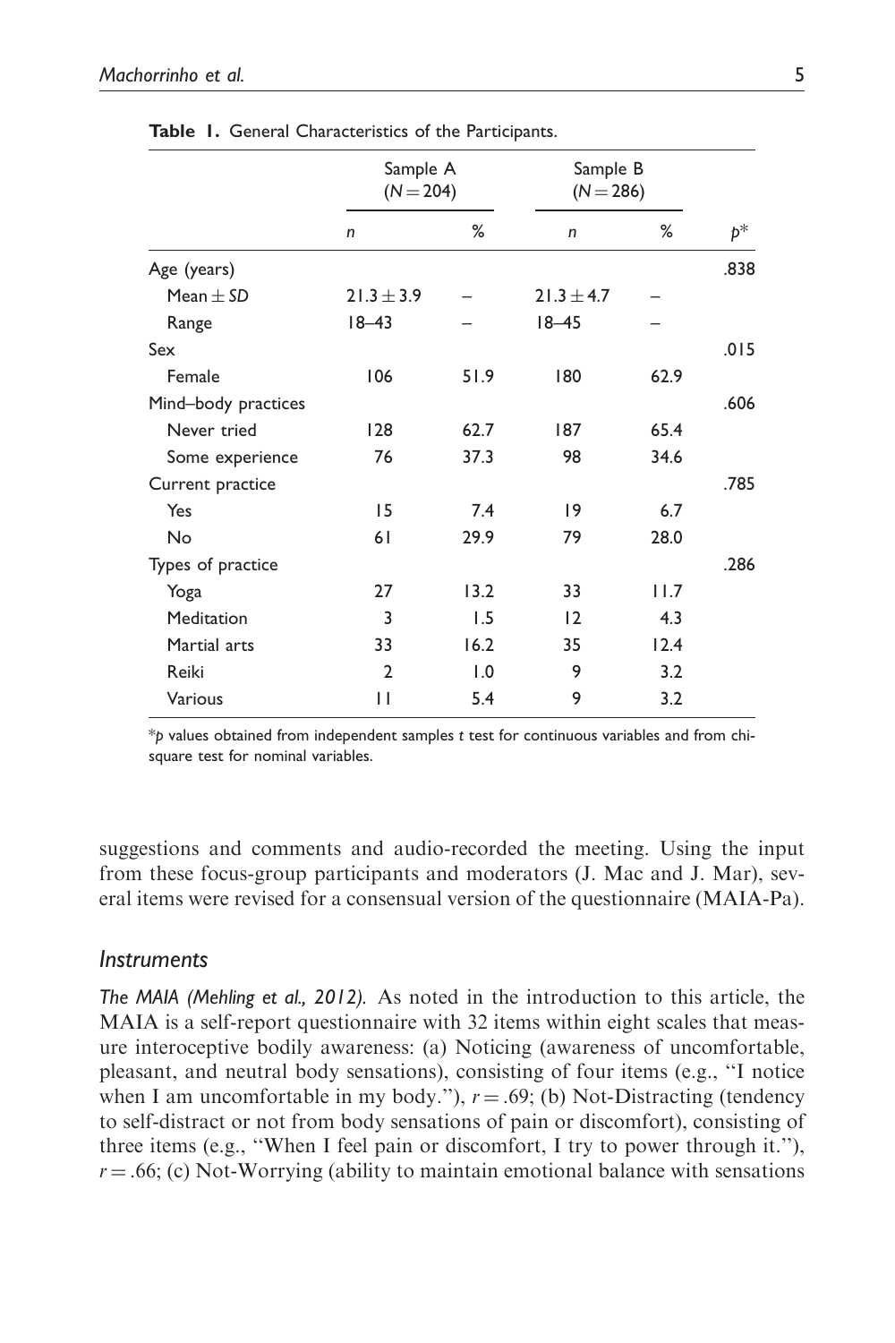**Table 1.** General Characteristics of the Participants.

| | Sample A ($N = 204$) | | Sample B ($N = 286$) | | |
|---|---|---|---|---|---|
| | $n$ | % | $n$ | % | $p$* |
| Age (years) | | | | | .838 |
| Mean ± *SD* | 21.3 ± 3.9 | – | 21.3 ± 4.7 | – | |
| Range | 18–43 | – | 18–45 | – | |
| Sex | | | | | .015 |
| Female | 106 | 51.9 | 180 | 62.9 | |
| Mind–body practices | | | | | .606 |
| Never tried | 128 | 62.7 | 187 | 65.4 | |
| Some experience | 76 | 37.3 | 98 | 34.6 | |
| Current practice | | | | | .785 |
| Yes | 15 | 7.4 | 19 | 6.7 | |
| No | 61 | 29.9 | 79 | 28.0 | |
| Types of practice | | | | | .286 |
| Yoga | 27 | 13.2 | 33 | 11.7 | |
| Meditation | 3 | 1.5 | 12 | 4.3 | |
| Martial arts | 33 | 16.2 | 35 | 12.4 | |
| Reiki | 2 | 1.0 | 9 | 3.2 | |
| Various | 11 | 5.4 | 9 | 3.2 | |

*$p$ values obtained from independent samples $t$ test for continuous variables and from chi-square test for nominal variables.

suggestions and comments and audio-recorded the meeting. Using the input from these focus-group participants and moderators (J. Mac and J. Mar), several items were revised for a consensual version of the questionnaire (MAIA-Pa).

## Instruments

*The MAIA (Mehling et al., 2012).* As noted in the introduction to this article, the MAIA is a self-report questionnaire with 32 items within eight scales that measure interoceptive bodily awareness: (a) Noticing (awareness of uncomfortable, pleasant, and neutral body sensations), consisting of four items (e.g., "I notice when I am uncomfortable in my body."), $r = .69$; (b) Not-Distracting (tendency to self-distract or not from body sensations of pain or discomfort), consisting of three items (e.g., "When I feel pain or discomfort, I try to power through it."), $r = .66$; (c) Not-Worrying (ability to maintain emotional balance with sensations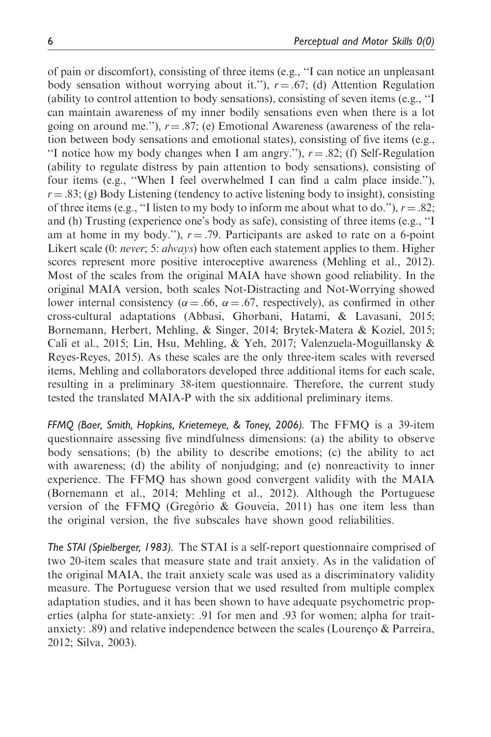of pain or discomfort), consisting of three items (e.g., "I can notice an unpleasant body sensation without worrying about it."), $r = .67$; (d) Attention Regulation (ability to control attention to body sensations), consisting of seven items (e.g., "I can maintain awareness of my inner bodily sensations even when there is a lot going on around me."), $r = .87$; (e) Emotional Awareness (awareness of the relation between body sensations and emotional states), consisting of five items (e.g., "I notice how my body changes when I am angry."), $r = .82$; (f) Self-Regulation (ability to regulate distress by pain attention to body sensations), consisting of four items (e.g., "When I feel overwhelmed I can find a calm place inside."), $r = .83$; (g) Body Listening (tendency to active listening body to insight), consisting of three items (e.g., "I listen to my body to inform me about what to do."), $r = .82$; and (h) Trusting (experience one's body as safe), consisting of three items (e.g., "I am at home in my body."), $r = .79$. Participants are asked to rate on a 6-point Likert scale (0: *never*; 5: *always*) how often each statement applies to them. Higher scores represent more positive interoceptive awareness (Mehling et al., 2012). Most of the scales from the original MAIA have shown good reliability. In the original MAIA version, both scales Not-Distracting and Not-Worrying showed lower internal consistency ($\alpha = .66$, $\alpha = .67$, respectively), as confirmed in other cross-cultural adaptations (Abbasi, Ghorbani, Hatami, & Lavasani, 2015; Bornemann, Herbert, Mehling, & Singer, 2014; Brytek-Matera & Koziel, 2015; Calí et al., 2015; Lin, Hsu, Mehling, & Yeh, 2017; Valenzuela-Moguillansky & Reyes-Reyes, 2015). As these scales are the only three-item scales with reversed items, Mehling and collaborators developed three additional items for each scale, resulting in a preliminary 38-item questionnaire. Therefore, the current study tested the translated MAIA-P with the six additional preliminary items.

*FFMQ (Baer, Smith, Hopkins, Krietemeye, & Toney, 2006).* The FFMQ is a 39-item questionnaire assessing five mindfulness dimensions: (a) the ability to observe body sensations; (b) the ability to describe emotions; (c) the ability to act with awareness; (d) the ability of nonjudging; and (e) nonreactivity to inner experience. The FFMQ has shown good convergent validity with the MAIA (Bornemann et al., 2014; Mehling et al., 2012). Although the Portuguese version of the FFMQ (Gregório & Gouveia, 2011) has one item less than the original version, the five subscales have shown good reliabilities.

*The STAI (Spielberger, 1983).* The STAI is a self-report questionnaire comprised of two 20-item scales that measure state and trait anxiety. As in the validation of the original MAIA, the trait anxiety scale was used as a discriminatory validity measure. The Portuguese version that we used resulted from multiple complex adaptation studies, and it has been shown to have adequate psychometric properties (alpha for state-anxiety: .91 for men and .93 for women; alpha for trait-anxiety: .89) and relative independence between the scales (Lourenço & Parreira, 2012; Silva, 2003).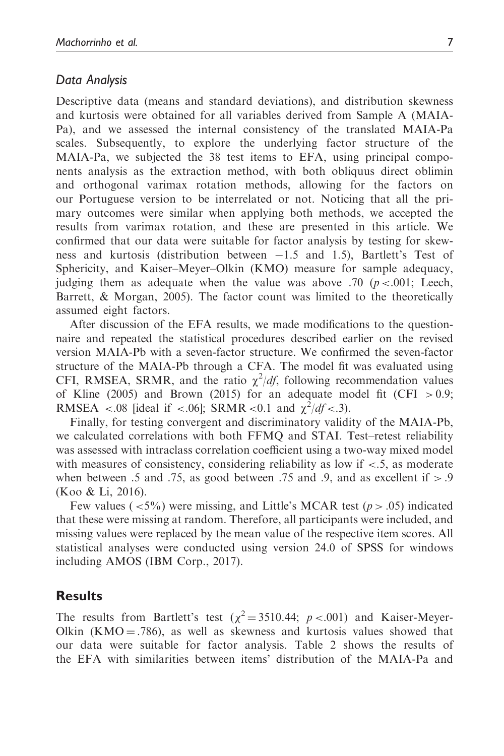### *Data Analysis*

Descriptive data (means and standard deviations), and distribution skewness and kurtosis were obtained for all variables derived from Sample A (MAIA-Pa), and we assessed the internal consistency of the translated MAIA-Pa scales. Subsequently, to explore the underlying factor structure of the MAIA-Pa, we subjected the 38 test items to EFA, using principal components analysis as the extraction method, with both obliquus direct oblimin and orthogonal varimax rotation methods, allowing for the factors on our Portuguese version to be interrelated or not. Noticing that all the primary outcomes were similar when applying both methods, we accepted the results from varimax rotation, and these are presented in this article. We confirmed that our data were suitable for factor analysis by testing for skewness and kurtosis (distribution between −1.5 and 1.5), Bartlett's Test of Sphericity, and Kaiser–Meyer–Olkin (KMO) measure for sample adequacy, judging them as adequate when the value was above .70 ($p < .001$; Leech, Barrett, & Morgan, 2005). The factor count was limited to the theoretically assumed eight factors.

After discussion of the EFA results, we made modifications to the questionnaire and repeated the statistical procedures described earlier on the revised version MAIA-Pb with a seven-factor structure. We confirmed the seven-factor structure of the MAIA-Pb through a CFA. The model fit was evaluated using CFI, RMSEA, SRMR, and the ratio $\chi^2/df$, following recommendation values of Kline (2005) and Brown (2015) for an adequate model fit (CFI $> 0.9$; RMSEA $< .08$ [ideal if $< .06$]; SRMR $< 0.1$ and $\chi^2/df < .3$).

Finally, for testing convergent and discriminatory validity of the MAIA-Pb, we calculated correlations with both FFMQ and STAI. Test–retest reliability was assessed with intraclass correlation coefficient using a two-way mixed model with measures of consistency, considering reliability as low if $< .5$, as moderate when between .5 and .75, as good between .75 and .9, and as excellent if $> .9$ (Koo & Li, 2016).

Few values ($< 5\%$) were missing, and Little's MCAR test ($p > .05$) indicated that these were missing at random. Therefore, all participants were included, and missing values were replaced by the mean value of the respective item scores. All statistical analyses were conducted using version 24.0 of SPSS for windows including AMOS (IBM Corp., 2017).

## Results

The results from Bartlett's test ($\chi^2 = 3510.44$; $p < .001$) and Kaiser-Meyer-Olkin (KMO $= .786$), as well as skewness and kurtosis values showed that our data were suitable for factor analysis. Table 2 shows the results of the EFA with similarities between items' distribution of the MAIA-Pa and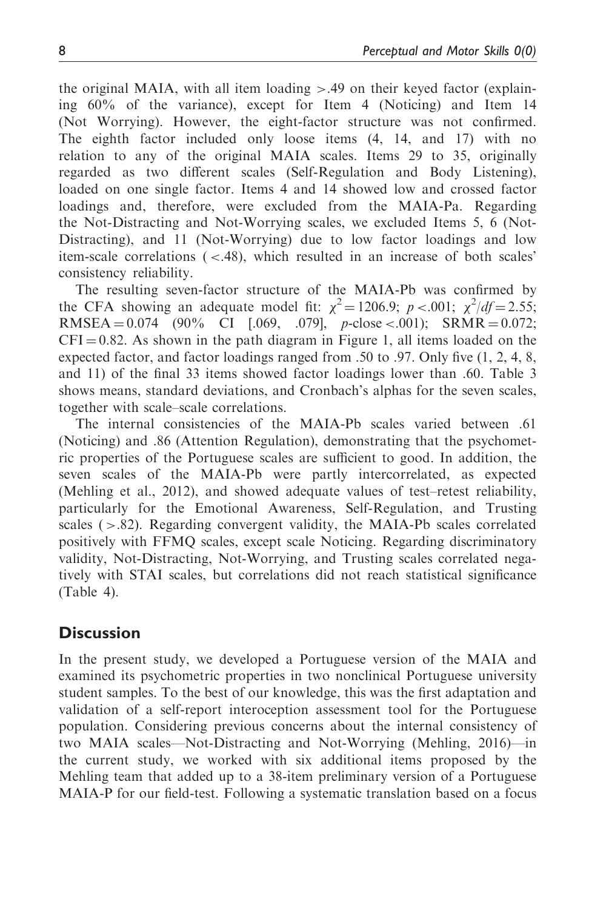the original MAIA, with all item loading >.49 on their keyed factor (explaining 60% of the variance), except for Item 4 (Noticing) and Item 14 (Not Worrying). However, the eight-factor structure was not confirmed. The eighth factor included only loose items (4, 14, and 17) with no relation to any of the original MAIA scales. Items 29 to 35, originally regarded as two different scales (Self-Regulation and Body Listening), loaded on one single factor. Items 4 and 14 showed low and crossed factor loadings and, therefore, were excluded from the MAIA-Pa. Regarding the Not-Distracting and Not-Worrying scales, we excluded Items 5, 6 (Not-Distracting), and 11 (Not-Worrying) due to low factor loadings and low item-scale correlations ( <.48), which resulted in an increase of both scales' consistency reliability.

The resulting seven-factor structure of the MAIA-Pb was confirmed by the CFA showing an adequate model fit: $\chi^2 = 1206.9$; $p < .001$; $\chi^2/df = 2.55$; RMSEA = 0.074 (90% CI [.069, .079], *p*-close <.001); SRMR = 0.072; CFI = 0.82. As shown in the path diagram in Figure 1, all items loaded on the expected factor, and factor loadings ranged from .50 to .97. Only five (1, 2, 4, 8, and 11) of the final 33 items showed factor loadings lower than .60. Table 3 shows means, standard deviations, and Cronbach's alphas for the seven scales, together with scale–scale correlations.

The internal consistencies of the MAIA-Pb scales varied between .61 (Noticing) and .86 (Attention Regulation), demonstrating that the psychometric properties of the Portuguese scales are sufficient to good. In addition, the seven scales of the MAIA-Pb were partly intercorrelated, as expected (Mehling et al., 2012), and showed adequate values of test–retest reliability, particularly for the Emotional Awareness, Self-Regulation, and Trusting scales ( >.82). Regarding convergent validity, the MAIA-Pb scales correlated positively with FFMQ scales, except scale Noticing. Regarding discriminatory validity, Not-Distracting, Not-Worrying, and Trusting scales correlated negatively with STAI scales, but correlations did not reach statistical significance (Table 4).

## Discussion

In the present study, we developed a Portuguese version of the MAIA and examined its psychometric properties in two nonclinical Portuguese university student samples. To the best of our knowledge, this was the first adaptation and validation of a self-report interoception assessment tool for the Portuguese population. Considering previous concerns about the internal consistency of two MAIA scales—Not-Distracting and Not-Worrying (Mehling, 2016)—in the current study, we worked with six additional items proposed by the Mehling team that added up to a 38-item preliminary version of a Portuguese MAIA-P for our field-test. Following a systematic translation based on a focus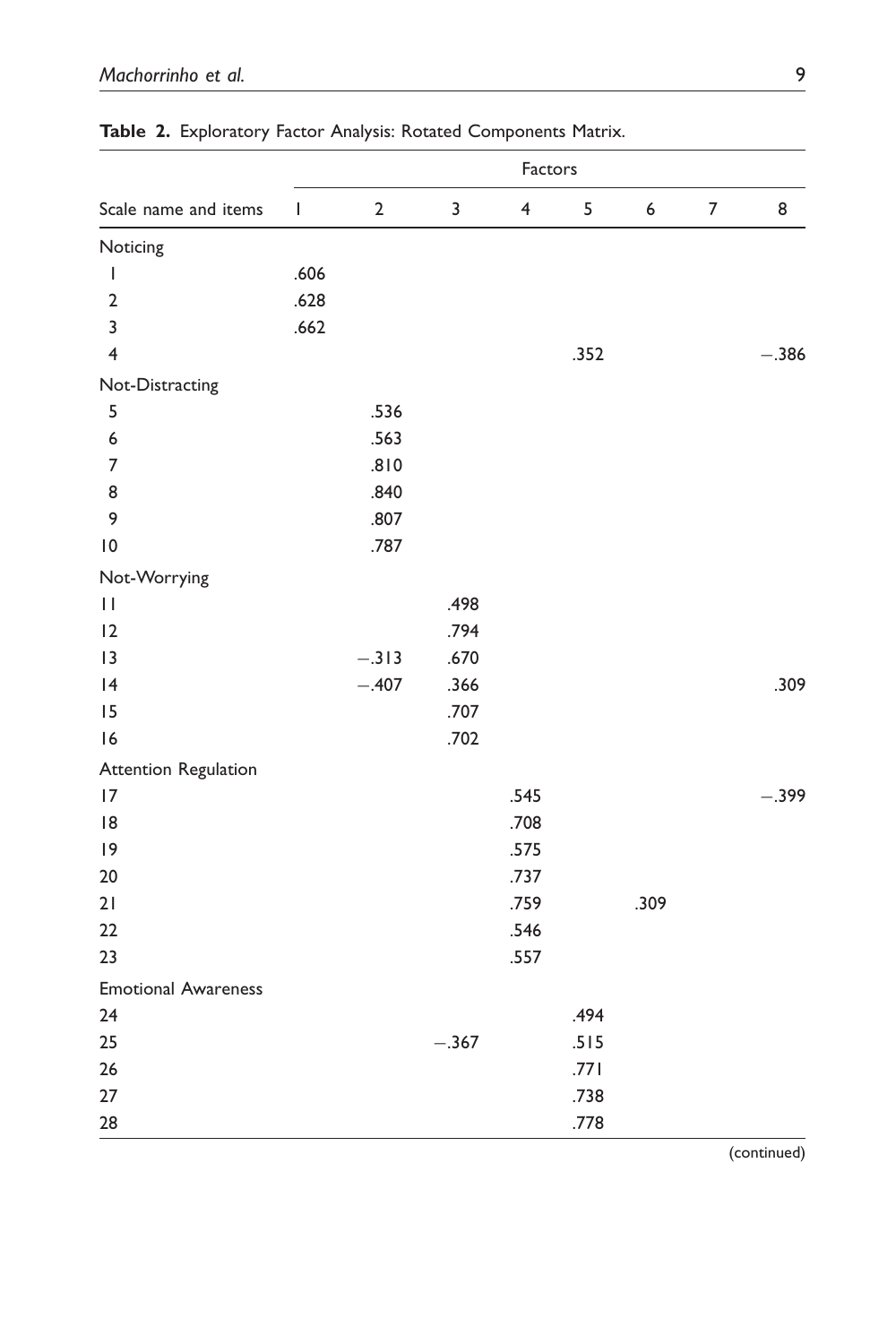**Table 2.** Exploratory Factor Analysis: Rotated Components Matrix.

| Scale name and items | Factors | | | | | | | |
|---|---|---|---|---|---|---|---|---|
| | 1 | 2 | 3 | 4 | 5 | 6 | 7 | 8 |
| Noticing | | | | | | | | |
| 1 | .606 | | | | | | | |
| 2 | .628 | | | | | | | |
| 3 | .662 | | | | | | | |
| 4 | | | | | .352 | | | −.386 |
| Not-Distracting | | | | | | | | |
| 5 | | .536 | | | | | | |
| 6 | | .563 | | | | | | |
| 7 | | .810 | | | | | | |
| 8 | | .840 | | | | | | |
| 9 | | .807 | | | | | | |
| 10 | | .787 | | | | | | |
| Not-Worrying | | | | | | | | |
| 11 | | | .498 | | | | | |
| 12 | | | .794 | | | | | |
| 13 | | −.313 | .670 | | | | | |
| 14 | | −.407 | .366 | | | | | .309 |
| 15 | | | .707 | | | | | |
| 16 | | | .702 | | | | | |
| Attention Regulation | | | | | | | | |
| 17 | | | | .545 | | | | −.399 |
| 18 | | | | .708 | | | | |
| 19 | | | | .575 | | | | |
| 20 | | | | .737 | | | | |
| 21 | | | | .759 | | .309 | | |
| 22 | | | | .546 | | | | |
| 23 | | | | .557 | | | | |
| Emotional Awareness | | | | | | | | |
| 24 | | | | | .494 | | | |
| 25 | | | −.367 | | .515 | | | |
| 26 | | | | | .771 | | | |
| 27 | | | | | .738 | | | |
| 28 | | | | | .778 | | | |

(continued)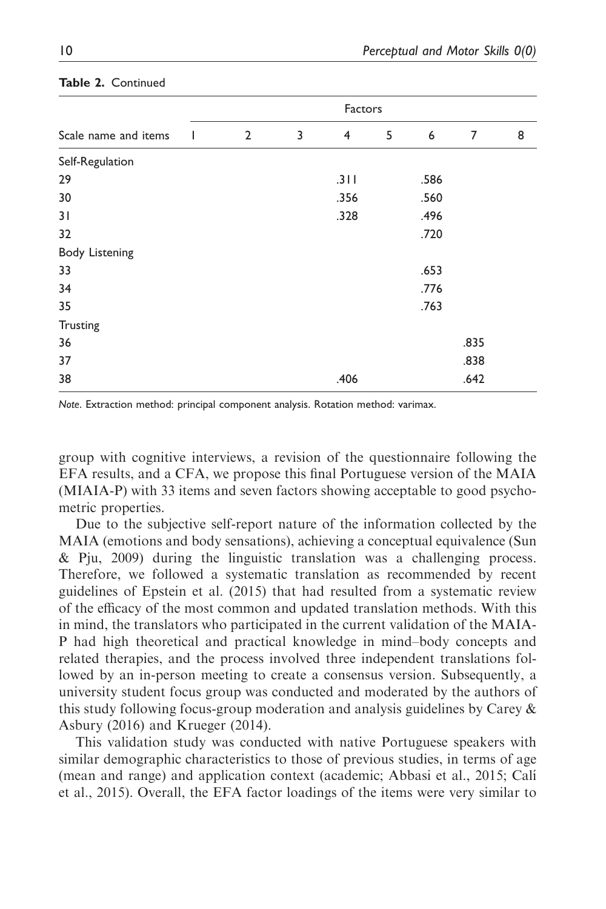**Table 2.** Continued

| Scale name and items | Factors | | | | | | | |
|---|---|---|---|---|---|---|---|---|
| | 1 | 2 | 3 | 4 | 5 | 6 | 7 | 8 |
| Self-Regulation | | | | | | | | |
| 29 | | | | .311 | | .586 | | |
| 30 | | | | .356 | | .560 | | |
| 31 | | | | .328 | | .496 | | |
| 32 | | | | | | .720 | | |
| Body Listening | | | | | | | | |
| 33 | | | | | | .653 | | |
| 34 | | | | | | .776 | | |
| 35 | | | | | | .763 | | |
| Trusting | | | | | | | | |
| 36 | | | | | | | .835 | |
| 37 | | | | | | | .838 | |
| 38 | | | | .406 | | | .642 | |

*Note*. Extraction method: principal component analysis. Rotation method: varimax.

group with cognitive interviews, a revision of the questionnaire following the EFA results, and a CFA, we propose this final Portuguese version of the MAIA (MIAIA-P) with 33 items and seven factors showing acceptable to good psychometric properties.

Due to the subjective self-report nature of the information collected by the MAIA (emotions and body sensations), achieving a conceptual equivalence (Sun & Pju, 2009) during the linguistic translation was a challenging process. Therefore, we followed a systematic translation as recommended by recent guidelines of Epstein et al. (2015) that had resulted from a systematic review of the efficacy of the most common and updated translation methods. With this in mind, the translators who participated in the current validation of the MAIA-P had high theoretical and practical knowledge in mind–body concepts and related therapies, and the process involved three independent translations followed by an in-person meeting to create a consensus version. Subsequently, a university student focus group was conducted and moderated by the authors of this study following focus-group moderation and analysis guidelines by Carey & Asbury (2016) and Krueger (2014).

This validation study was conducted with native Portuguese speakers with similar demographic characteristics to those of previous studies, in terms of age (mean and range) and application context (academic; Abbasi et al., 2015; Calí et al., 2015). Overall, the EFA factor loadings of the items were very similar to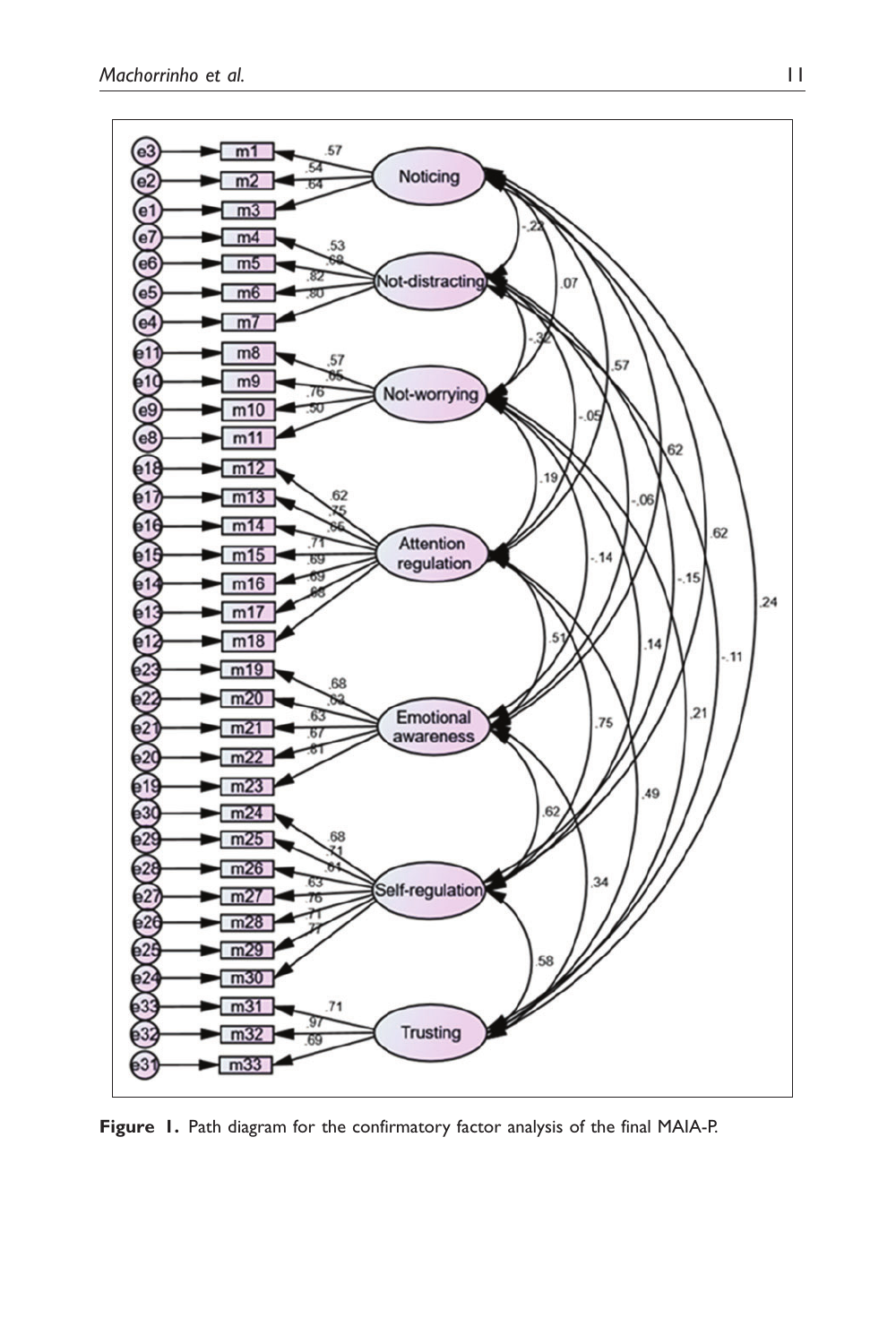**Figure 1.** Path diagram for the confirmatory factor analysis of the final MAIA-P.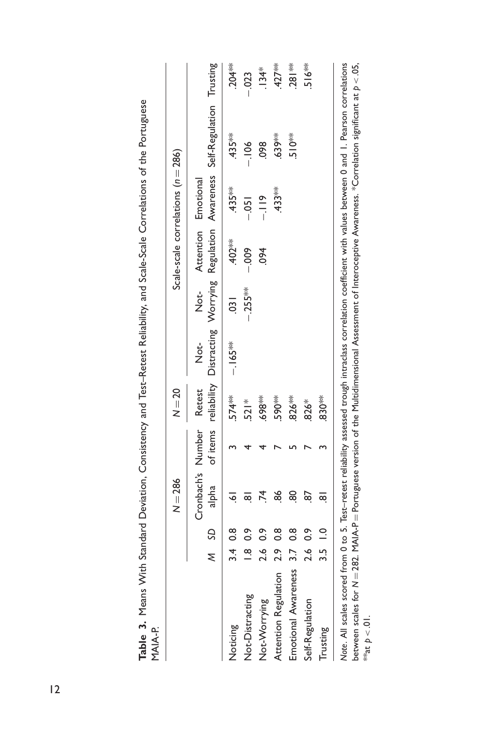**Table 3.** Means With Standard Deviation, Consistency and Test–Retest Reliability, and Scale-Scale Correlations of the Portuguese MAIA-P.

| | | | $N = 286$ | | $N = 20$ | Scale-scale correlations ($n = 286$) | | | | | |
|---|---|---|---|---|---|---|---|---|---|---|---|
| | $M$ | $SD$ | Cronbach's alpha | Number of items | Retest reliability | Not-Distracting | Not-Worrying | Attention Regulation | Emotional Awareness | Self-Regulation | Trusting |
| Noticing | 3.4 | 0.8 | .61 | 3 | .574** | −.165** | .031 | .402** | .435** | .435** | .204** |
| Not-Distracting | 1.8 | 0.9 | .81 | 4 | .521* | | −.255** | −.009 | −.051 | −.106 | −.023 |
| Not-Worrying | 2.6 | 0.9 | .74 | 4 | .698** | | | .094 | −.119 | .098 | .134* |
| Attention Regulation | 2.9 | 0.8 | .86 | 7 | .590** | | | | .433** | .639** | .427** |
| Emotional Awareness | 3.7 | 0.8 | .80 | 5 | .826** | | | | | .510** | .281** |
| Self-Regulation | 2.6 | 0.9 | .87 | 7 | .826* | | | | | | .516** |
| Trusting | 3.5 | 1.0 | .81 | 3 | .830** | | | | | | |

*Note.* All scales scored from 0 to 5. Test–retest reliability assessed trough intraclass correlation coefficient with values between 0 and 1. Pearson correlations between scales for $N = 282$. MAIA-P = Portuguese version of the Multidimensional Assessment of Interoceptive Awareness. *Correlation significant at $p < .05$, **at $p < .01$.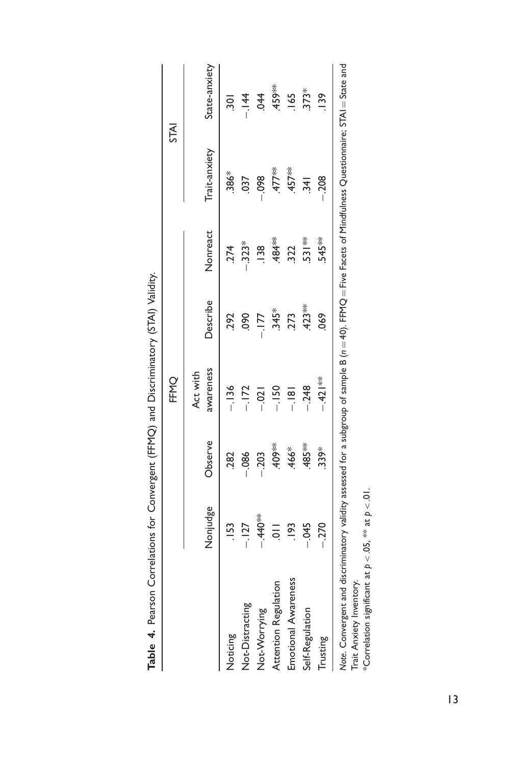**Table 4.** Pearson Correlations for Convergent (FFMQ) and Discriminatory (STAI) Validity.

| | FFMQ | | | | | STAI | |
|---|---|---|---|---|---|---|---|
| | Nonjudge | Observe | Act with awareness | Describe | Nonreact | Trait-anxiety | State-anxiety |
| Noticing | .153 | .282 | −.136 | .292 | .274 | .386* | .301 |
| Not-Distracting | −.127 | −.086 | −.172 | .090 | −.323* | .037 | −.144 |
| Not-Worrying | −.440** | −.203 | −.021 | −.177 | .138 | −.098 | .044 |
| Attention Regulation | .011 | .409** | −.150 | .345* | .484** | .477** | .459** |
| Emotional Awareness | .193 | .466* | −.181 | .273 | .322 | .457** | .165 |
| Self-Regulation | −.045 | .485** | −.248 | .423** | .531** | .341 | .373* |
| Trusting | −.270 | .339* | −.421** | .069 | .545** | −.208 | .139 |

*Note.* Convergent and discriminatory validity assessed for a subgroup of sample B ($n = 40$). FFMQ = Five Facets of Mindfulness Questionnaire; STAI = State and Trait Anxiety Inventory.

*Correlation significant at $p < .05$, ** at $p < .01$.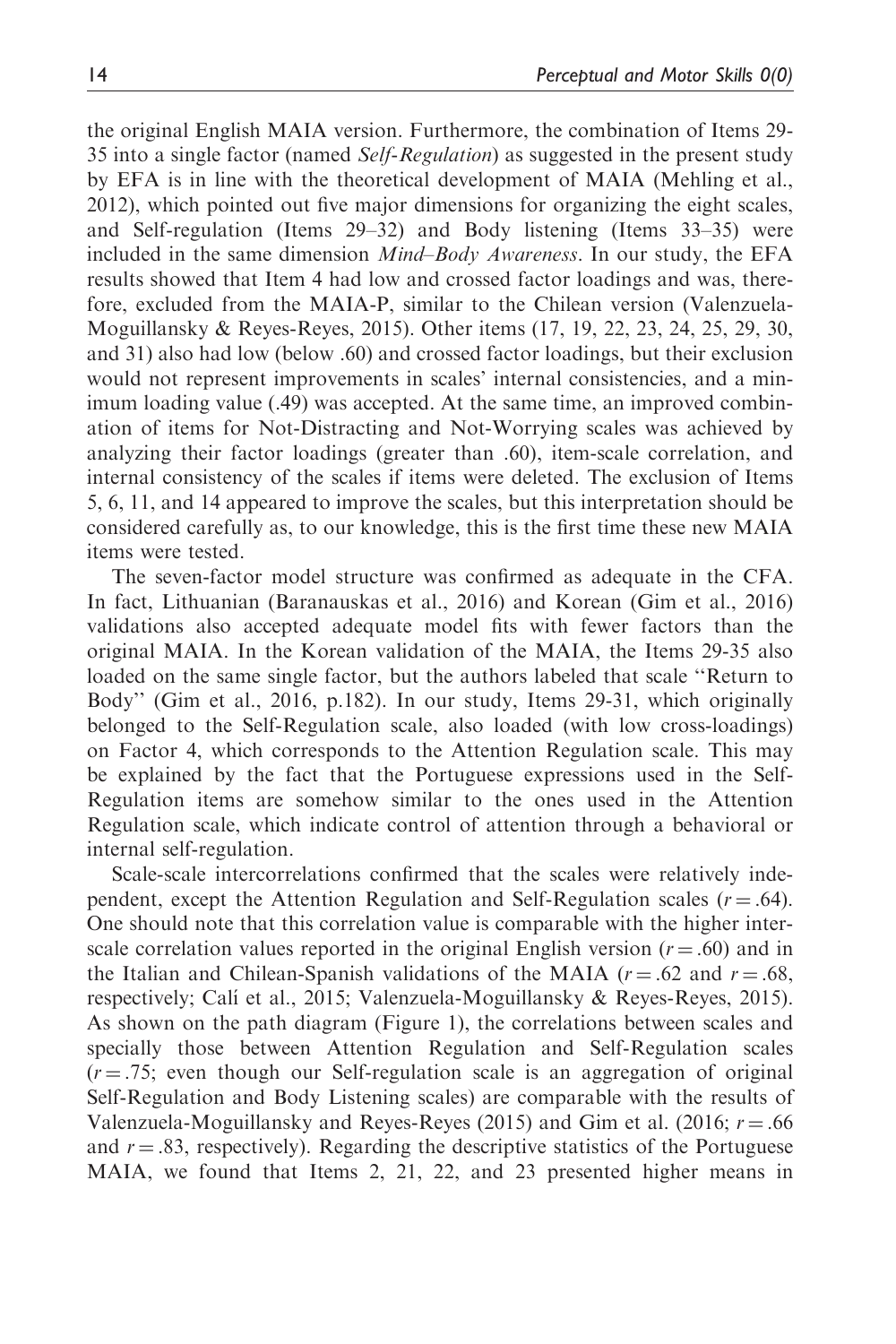the original English MAIA version. Furthermore, the combination of Items 29-35 into a single factor (named *Self-Regulation*) as suggested in the present study by EFA is in line with the theoretical development of MAIA (Mehling et al., 2012), which pointed out five major dimensions for organizing the eight scales, and Self-regulation (Items 29–32) and Body listening (Items 33–35) were included in the same dimension *Mind–Body Awareness*. In our study, the EFA results showed that Item 4 had low and crossed factor loadings and was, therefore, excluded from the MAIA-P, similar to the Chilean version (Valenzuela-Moguillansky & Reyes-Reyes, 2015). Other items (17, 19, 22, 23, 24, 25, 29, 30, and 31) also had low (below .60) and crossed factor loadings, but their exclusion would not represent improvements in scales' internal consistencies, and a minimum loading value (.49) was accepted. At the same time, an improved combination of items for Not-Distracting and Not-Worrying scales was achieved by analyzing their factor loadings (greater than .60), item-scale correlation, and internal consistency of the scales if items were deleted. The exclusion of Items 5, 6, 11, and 14 appeared to improve the scales, but this interpretation should be considered carefully as, to our knowledge, this is the first time these new MAIA items were tested.

The seven-factor model structure was confirmed as adequate in the CFA. In fact, Lithuanian (Baranauskas et al., 2016) and Korean (Gim et al., 2016) validations also accepted adequate model fits with fewer factors than the original MAIA. In the Korean validation of the MAIA, the Items 29-35 also loaded on the same single factor, but the authors labeled that scale "Return to Body" (Gim et al., 2016, p.182). In our study, Items 29-31, which originally belonged to the Self-Regulation scale, also loaded (with low cross-loadings) on Factor 4, which corresponds to the Attention Regulation scale. This may be explained by the fact that the Portuguese expressions used in the Self-Regulation items are somehow similar to the ones used in the Attention Regulation scale, which indicate control of attention through a behavioral or internal self-regulation.

Scale-scale intercorrelations confirmed that the scales were relatively independent, except the Attention Regulation and Self-Regulation scales ($r = .64$). One should note that this correlation value is comparable with the higher interscale correlation values reported in the original English version ($r = .60$) and in the Italian and Chilean-Spanish validations of the MAIA ($r = .62$ and $r = .68$, respectively; Calí et al., 2015; Valenzuela-Moguillansky & Reyes-Reyes, 2015). As shown on the path diagram (Figure 1), the correlations between scales and specially those between Attention Regulation and Self-Regulation scales ($r = .75$; even though our Self-regulation scale is an aggregation of original Self-Regulation and Body Listening scales) are comparable with the results of Valenzuela-Moguillansky and Reyes-Reyes (2015) and Gim et al. (2016; $r = .66$ and $r = .83$, respectively). Regarding the descriptive statistics of the Portuguese MAIA, we found that Items 2, 21, 22, and 23 presented higher means in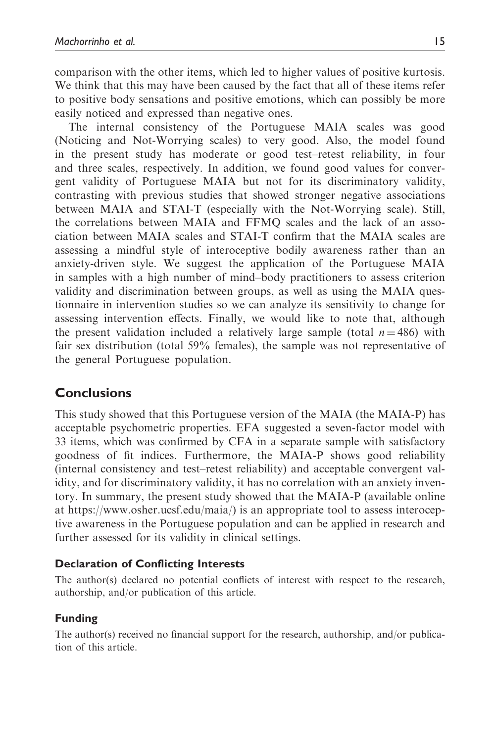comparison with the other items, which led to higher values of positive kurtosis. We think that this may have been caused by the fact that all of these items refer to positive body sensations and positive emotions, which can possibly be more easily noticed and expressed than negative ones.

The internal consistency of the Portuguese MAIA scales was good (Noticing and Not-Worrying scales) to very good. Also, the model found in the present study has moderate or good test–retest reliability, in four and three scales, respectively. In addition, we found good values for convergent validity of Portuguese MAIA but not for its discriminatory validity, contrasting with previous studies that showed stronger negative associations between MAIA and STAI-T (especially with the Not-Worrying scale). Still, the correlations between MAIA and FFMQ scales and the lack of an association between MAIA scales and STAI-T confirm that the MAIA scales are assessing a mindful style of interoceptive bodily awareness rather than an anxiety-driven style. We suggest the application of the Portuguese MAIA in samples with a high number of mind–body practitioners to assess criterion validity and discrimination between groups, as well as using the MAIA questionnaire in intervention studies so we can analyze its sensitivity to change for assessing intervention effects. Finally, we would like to note that, although the present validation included a relatively large sample (total $n = 486$) with fair sex distribution (total 59% females), the sample was not representative of the general Portuguese population.

## Conclusions

This study showed that this Portuguese version of the MAIA (the MAIA-P) has acceptable psychometric properties. EFA suggested a seven-factor model with 33 items, which was confirmed by CFA in a separate sample with satisfactory goodness of fit indices. Furthermore, the MAIA-P shows good reliability (internal consistency and test–retest reliability) and acceptable convergent validity, and for discriminatory validity, it has no correlation with an anxiety inventory. In summary, the present study showed that the MAIA-P (available online at https://www.osher.ucsf.edu/maia/) is an appropriate tool to assess interoceptive awareness in the Portuguese population and can be applied in research and further assessed for its validity in clinical settings.

### Declaration of Conflicting Interests

The author(s) declared no potential conflicts of interest with respect to the research, authorship, and/or publication of this article.

### Funding

The author(s) received no financial support for the research, authorship, and/or publication of this article.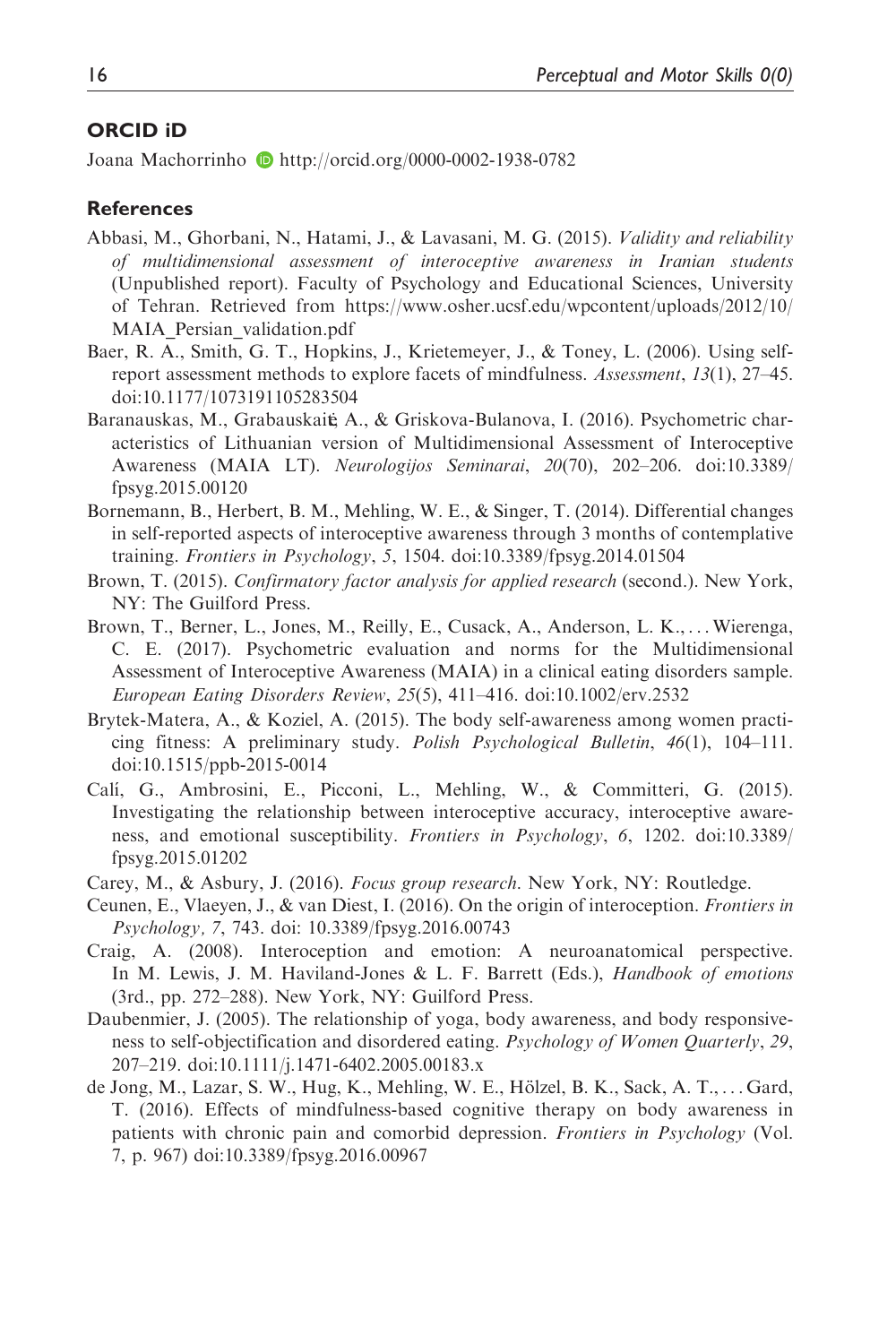## ORCID iD

Joana Machorrinho http://orcid.org/0000-0002-1938-0782

## References

Abbasi, M., Ghorbani, N., Hatami, J., & Lavasani, M. G. (2015). *Validity and reliability of multidimensional assessment of interoceptive awareness in Iranian students* (Unpublished report). Faculty of Psychology and Educational Sciences, University of Tehran. Retrieved from https://www.osher.ucsf.edu/wpcontent/uploads/2012/10/MAIA_Persian_validation.pdf

Baer, R. A., Smith, G. T., Hopkins, J., Krietemeyer, J., & Toney, L. (2006). Using self-report assessment methods to explore facets of mindfulness. *Assessment*, *13*(1), 27–45. doi:10.1177/1073191105283504

Baranauskas, M., Grabauskaitė, A., & Griskova-Bulanova, I. (2016). Psychometric characteristics of Lithuanian version of Multidimensional Assessment of Interoceptive Awareness (MAIA LT). *Neurologijos Seminarai*, *20*(70), 202–206. doi:10.3389/fpsyg.2015.00120

Bornemann, B., Herbert, B. M., Mehling, W. E., & Singer, T. (2014). Differential changes in self-reported aspects of interoceptive awareness through 3 months of contemplative training. *Frontiers in Psychology*, *5*, 1504. doi:10.3389/fpsyg.2014.01504

Brown, T. (2015). *Confirmatory factor analysis for applied research* (second.). New York, NY: The Guilford Press.

Brown, T., Berner, L., Jones, M., Reilly, E., Cusack, A., Anderson, L. K., . . . Wierenga, C. E. (2017). Psychometric evaluation and norms for the Multidimensional Assessment of Interoceptive Awareness (MAIA) in a clinical eating disorders sample. *European Eating Disorders Review*, *25*(5), 411–416. doi:10.1002/erv.2532

Brytek-Matera, A., & Koziel, A. (2015). The body self-awareness among women practicing fitness: A preliminary study. *Polish Psychological Bulletin*, *46*(1), 104–111. doi:10.1515/ppb-2015-0014

Calí, G., Ambrosini, E., Picconi, L., Mehling, W., & Committeri, G. (2015). Investigating the relationship between interoceptive accuracy, interoceptive awareness, and emotional susceptibility. *Frontiers in Psychology*, *6*, 1202. doi:10.3389/fpsyg.2015.01202

Carey, M., & Asbury, J. (2016). *Focus group research*. New York, NY: Routledge.

Ceunen, E., Vlaeyen, J., & van Diest, I. (2016). On the origin of interoception. *Frontiers in Psychology*, *7*, 743. doi: 10.3389/fpsyg.2016.00743

Craig, A. (2008). Interoception and emotion: A neuroanatomical perspective. In M. Lewis, J. M. Haviland-Jones & L. F. Barrett (Eds.), *Handbook of emotions* (3rd., pp. 272–288). New York, NY: Guilford Press.

Daubenmier, J. (2005). The relationship of yoga, body awareness, and body responsiveness to self-objectification and disordered eating. *Psychology of Women Quarterly*, *29*, 207–219. doi:10.1111/j.1471-6402.2005.00183.x

de Jong, M., Lazar, S. W., Hug, K., Mehling, W. E., Hölzel, B. K., Sack, A. T., . . . Gard, T. (2016). Effects of mindfulness-based cognitive therapy on body awareness in patients with chronic pain and comorbid depression. *Frontiers in Psychology* (Vol. 7, p. 967) doi:10.3389/fpsyg.2016.00967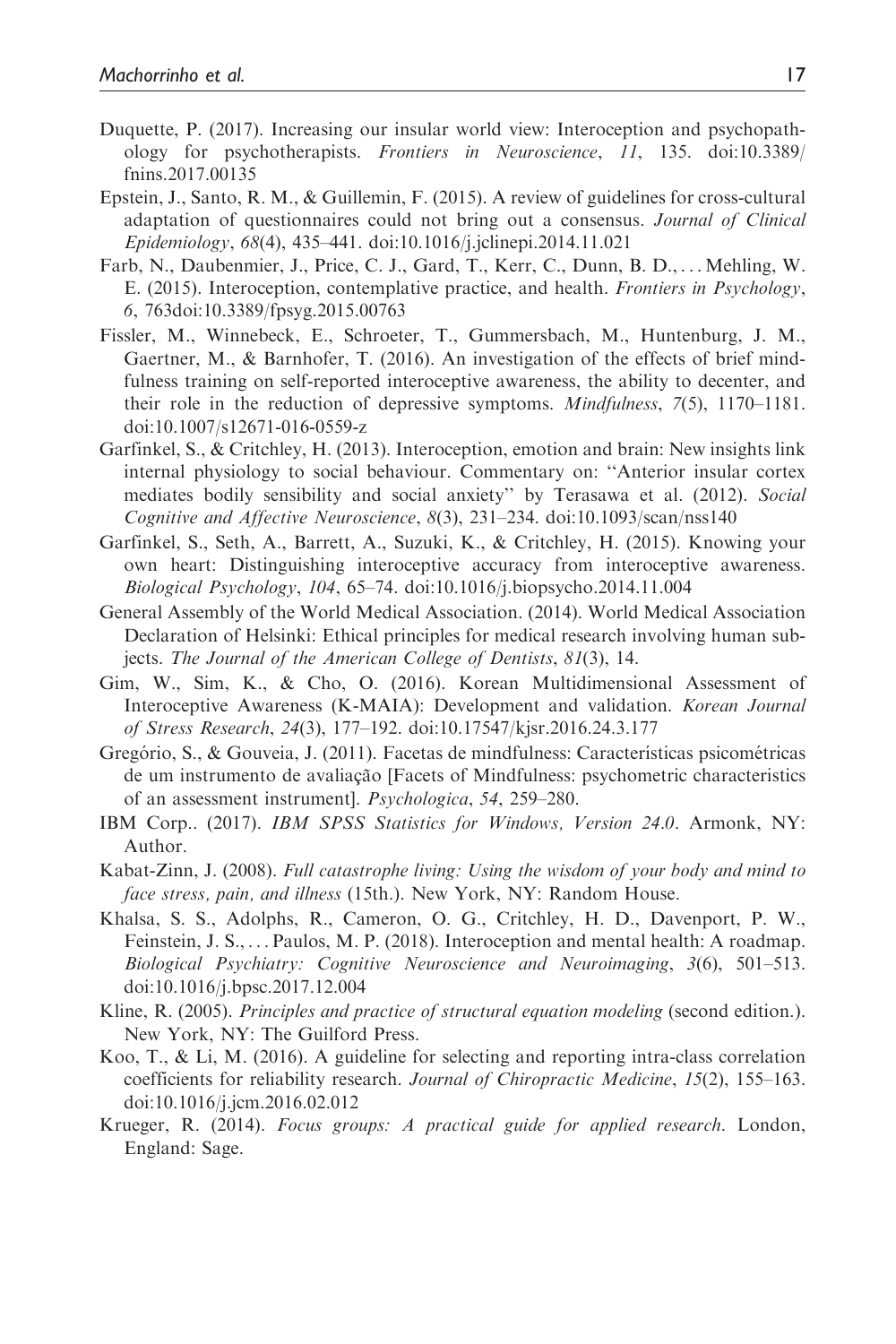Duquette, P. (2017). Increasing our insular world view: Interoception and psychopathology for psychotherapists. *Frontiers in Neuroscience*, *11*, 135. doi:10.3389/fnins.2017.00135

Epstein, J., Santo, R. M., & Guillemin, F. (2015). A review of guidelines for cross-cultural adaptation of questionnaires could not bring out a consensus. *Journal of Clinical Epidemiology*, *68*(4), 435–441. doi:10.1016/j.jclinepi.2014.11.021

Farb, N., Daubenmier, J., Price, C. J., Gard, T., Kerr, C., Dunn, B. D., . . . Mehling, W. E. (2015). Interoception, contemplative practice, and health. *Frontiers in Psychology*, *6*, 763doi:10.3389/fpsyg.2015.00763

Fissler, M., Winnebeck, E., Schroeter, T., Gummersbach, M., Huntenburg, J. M., Gaertner, M., & Barnhofer, T. (2016). An investigation of the effects of brief mindfulness training on self-reported interoceptive awareness, the ability to decenter, and their role in the reduction of depressive symptoms. *Mindfulness*, *7*(5), 1170–1181. doi:10.1007/s12671-016-0559-z

Garfinkel, S., & Critchley, H. (2013). Interoception, emotion and brain: New insights link internal physiology to social behaviour. Commentary on: ''Anterior insular cortex mediates bodily sensibility and social anxiety'' by Terasawa et al. (2012). *Social Cognitive and Affective Neuroscience*, *8*(3), 231–234. doi:10.1093/scan/nss140

Garfinkel, S., Seth, A., Barrett, A., Suzuki, K., & Critchley, H. (2015). Knowing your own heart: Distinguishing interoceptive accuracy from interoceptive awareness. *Biological Psychology*, *104*, 65–74. doi:10.1016/j.biopsycho.2014.11.004

General Assembly of the World Medical Association. (2014). World Medical Association Declaration of Helsinki: Ethical principles for medical research involving human subjects. *The Journal of the American College of Dentists*, *81*(3), 14.

Gim, W., Sim, K., & Cho, O. (2016). Korean Multidimensional Assessment of Interoceptive Awareness (K-MAIA): Development and validation. *Korean Journal of Stress Research*, *24*(3), 177–192. doi:10.17547/kjsr.2016.24.3.177

Gregório, S., & Gouveia, J. (2011). Facetas de mindfulness: Características psicométricas de um instrumento de avaliação [Facets of Mindfulness: psychometric characteristics of an assessment instrument]. *Psychologica*, *54*, 259–280.

IBM Corp.. (2017). *IBM SPSS Statistics for Windows, Version 24.0*. Armonk, NY: Author.

Kabat-Zinn, J. (2008). *Full catastrophe living: Using the wisdom of your body and mind to face stress, pain, and illness* (15th.). New York, NY: Random House.

Khalsa, S. S., Adolphs, R., Cameron, O. G., Critchley, H. D., Davenport, P. W., Feinstein, J. S., . . . Paulos, M. P. (2018). Interoception and mental health: A roadmap. *Biological Psychiatry: Cognitive Neuroscience and Neuroimaging*, *3*(6), 501–513. doi:10.1016/j.bpsc.2017.12.004

Kline, R. (2005). *Principles and practice of structural equation modeling* (second edition.). New York, NY: The Guilford Press.

Koo, T., & Li, M. (2016). A guideline for selecting and reporting intra-class correlation coefficients for reliability research. *Journal of Chiropractic Medicine*, *15*(2), 155–163. doi:10.1016/j.jcm.2016.02.012

Krueger, R. (2014). *Focus groups: A practical guide for applied research*. London, England: Sage.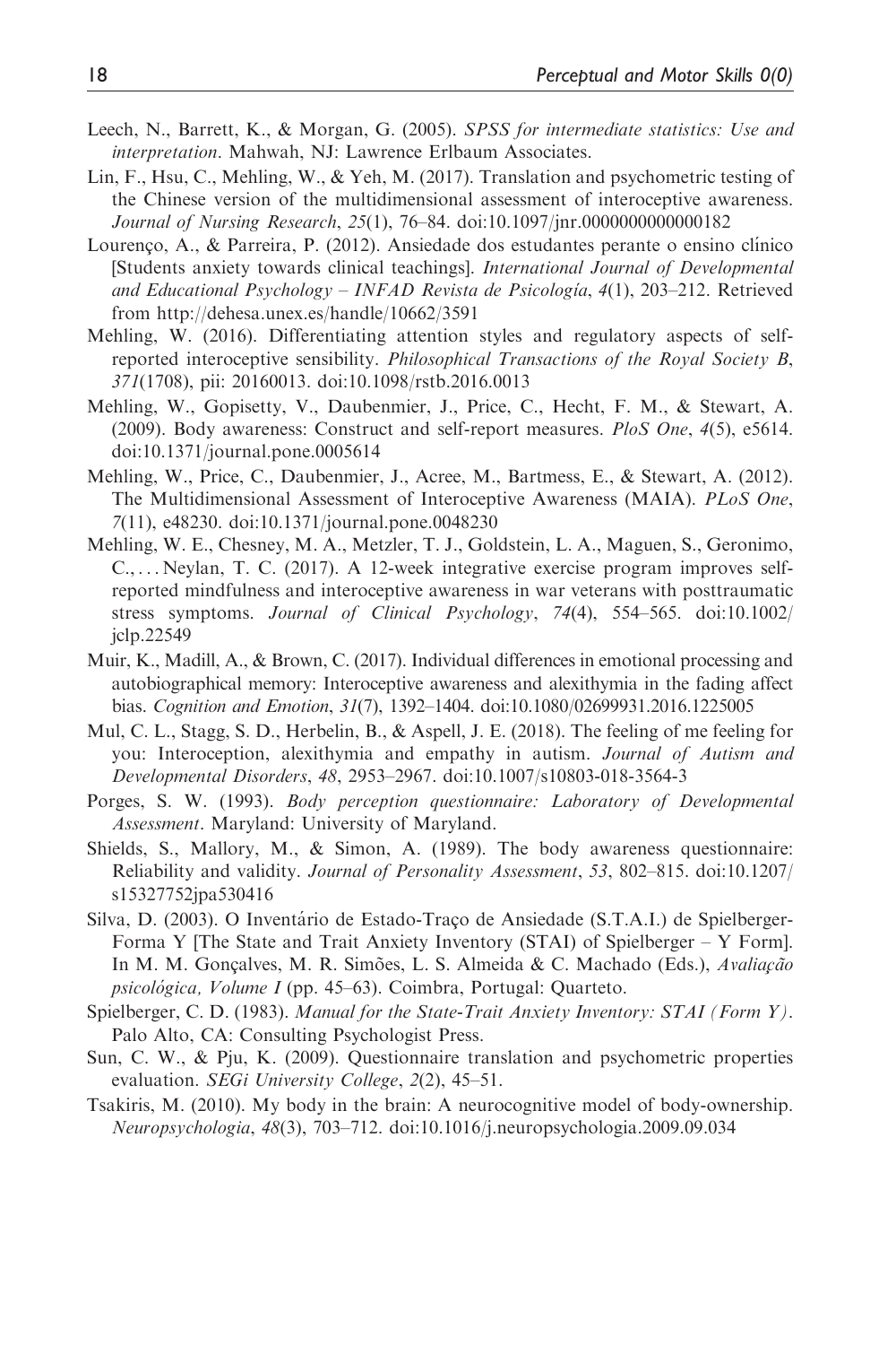Leech, N., Barrett, K., & Morgan, G. (2005). *SPSS for intermediate statistics: Use and interpretation*. Mahwah, NJ: Lawrence Erlbaum Associates.

Lin, F., Hsu, C., Mehling, W., & Yeh, M. (2017). Translation and psychometric testing of the Chinese version of the multidimensional assessment of interoceptive awareness. *Journal of Nursing Research*, *25*(1), 76–84. doi:10.1097/jnr.0000000000000182

Lourenço, A., & Parreira, P. (2012). Ansiedade dos estudantes perante o ensino clínico [Students anxiety towards clinical teachings]. *International Journal of Developmental and Educational Psychology – INFAD Revista de Psicología*, *4*(1), 203–212. Retrieved from http://dehesa.unex.es/handle/10662/3591

Mehling, W. (2016). Differentiating attention styles and regulatory aspects of self-reported interoceptive sensibility. *Philosophical Transactions of the Royal Society B*, *371*(1708), pii: 20160013. doi:10.1098/rstb.2016.0013

Mehling, W., Gopisetty, V., Daubenmier, J., Price, C., Hecht, F. M., & Stewart, A. (2009). Body awareness: Construct and self-report measures. *PloS One*, *4*(5), e5614. doi:10.1371/journal.pone.0005614

Mehling, W., Price, C., Daubenmier, J., Acree, M., Bartmess, E., & Stewart, A. (2012). The Multidimensional Assessment of Interoceptive Awareness (MAIA). *PLoS One*, *7*(11), e48230. doi:10.1371/journal.pone.0048230

Mehling, W. E., Chesney, M. A., Metzler, T. J., Goldstein, L. A., Maguen, S., Geronimo, C., . . . Neylan, T. C. (2017). A 12-week integrative exercise program improves self-reported mindfulness and interoceptive awareness in war veterans with posttraumatic stress symptoms. *Journal of Clinical Psychology*, *74*(4), 554–565. doi:10.1002/jclp.22549

Muir, K., Madill, A., & Brown, C. (2017). Individual differences in emotional processing and autobiographical memory: Interoceptive awareness and alexithymia in the fading affect bias. *Cognition and Emotion*, *31*(7), 1392–1404. doi:10.1080/02699931.2016.1225005

Mul, C. L., Stagg, S. D., Herbelin, B., & Aspell, J. E. (2018). The feeling of me feeling for you: Interoception, alexithymia and empathy in autism. *Journal of Autism and Developmental Disorders*, *48*, 2953–2967. doi:10.1007/s10803-018-3564-3

Porges, S. W. (1993). *Body perception questionnaire: Laboratory of Developmental Assessment*. Maryland: University of Maryland.

Shields, S., Mallory, M., & Simon, A. (1989). The body awareness questionnaire: Reliability and validity. *Journal of Personality Assessment*, *53*, 802–815. doi:10.1207/s15327752jpa530416

Silva, D. (2003). O Inventário de Estado-Traço de Ansiedade (S.T.A.I.) de Spielberger-Forma Y [The State and Trait Anxiety Inventory (STAI) of Spielberger – Y Form]. In M. M. Gonçalves, M. R. Simões, L. S. Almeida & C. Machado (Eds.), *Avaliação psicológica, Volume I* (pp. 45–63). Coimbra, Portugal: Quarteto.

Spielberger, C. D. (1983). *Manual for the State-Trait Anxiety Inventory: STAI (Form Y)*. Palo Alto, CA: Consulting Psychologist Press.

Sun, C. W., & Pju, K. (2009). Questionnaire translation and psychometric properties evaluation. *SEGi University College*, *2*(2), 45–51.

Tsakiris, M. (2010). My body in the brain: A neurocognitive model of body-ownership. *Neuropsychologia*, *48*(3), 703–712. doi:10.1016/j.neuropsychologia.2009.09.034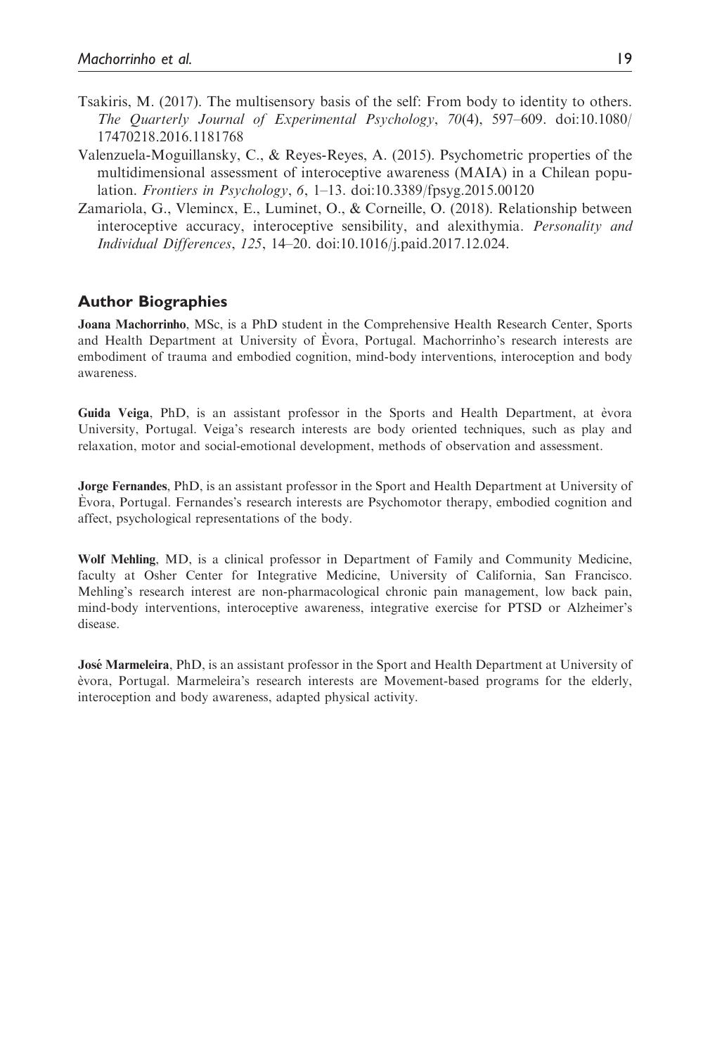Tsakiris, M. (2017). The multisensory basis of the self: From body to identity to others. *The Quarterly Journal of Experimental Psychology*, *70*(4), 597–609. doi:10.1080/17470218.2016.1181768

Valenzuela-Moguillansky, C., & Reyes-Reyes, A. (2015). Psychometric properties of the multidimensional assessment of interoceptive awareness (MAIA) in a Chilean population. *Frontiers in Psychology*, *6*, 1–13. doi:10.3389/fpsyg.2015.00120

Zamariola, G., Vlemincx, E., Luminet, O., & Corneille, O. (2018). Relationship between interoceptive accuracy, interoceptive sensibility, and alexithymia. *Personality and Individual Differences*, *125*, 14–20. doi:10.1016/j.paid.2017.12.024.

## Author Biographies

**Joana Machorrinho**, MSc, is a PhD student in the Comprehensive Health Research Center, Sports and Health Department at University of Èvora, Portugal. Machorrinho's research interests are embodiment of trauma and embodied cognition, mind-body interventions, interoception and body awareness.

**Guida Veiga**, PhD, is an assistant professor in the Sports and Health Department, at èvora University, Portugal. Veiga's research interests are body oriented techniques, such as play and relaxation, motor and social-emotional development, methods of observation and assessment.

**Jorge Fernandes**, PhD, is an assistant professor in the Sport and Health Department at University of Èvora, Portugal. Fernandes's research interests are Psychomotor therapy, embodied cognition and affect, psychological representations of the body.

**Wolf Mehling**, MD, is a clinical professor in Department of Family and Community Medicine, faculty at Osher Center for Integrative Medicine, University of California, San Francisco. Mehling's research interest are non-pharmacological chronic pain management, low back pain, mind-body interventions, interoceptive awareness, integrative exercise for PTSD or Alzheimer's disease.

**José Marmeleira**, PhD, is an assistant professor in the Sport and Health Department at University of èvora, Portugal. Marmeleira's research interests are Movement-based programs for the elderly, interoception and body awareness, adapted physical activity.